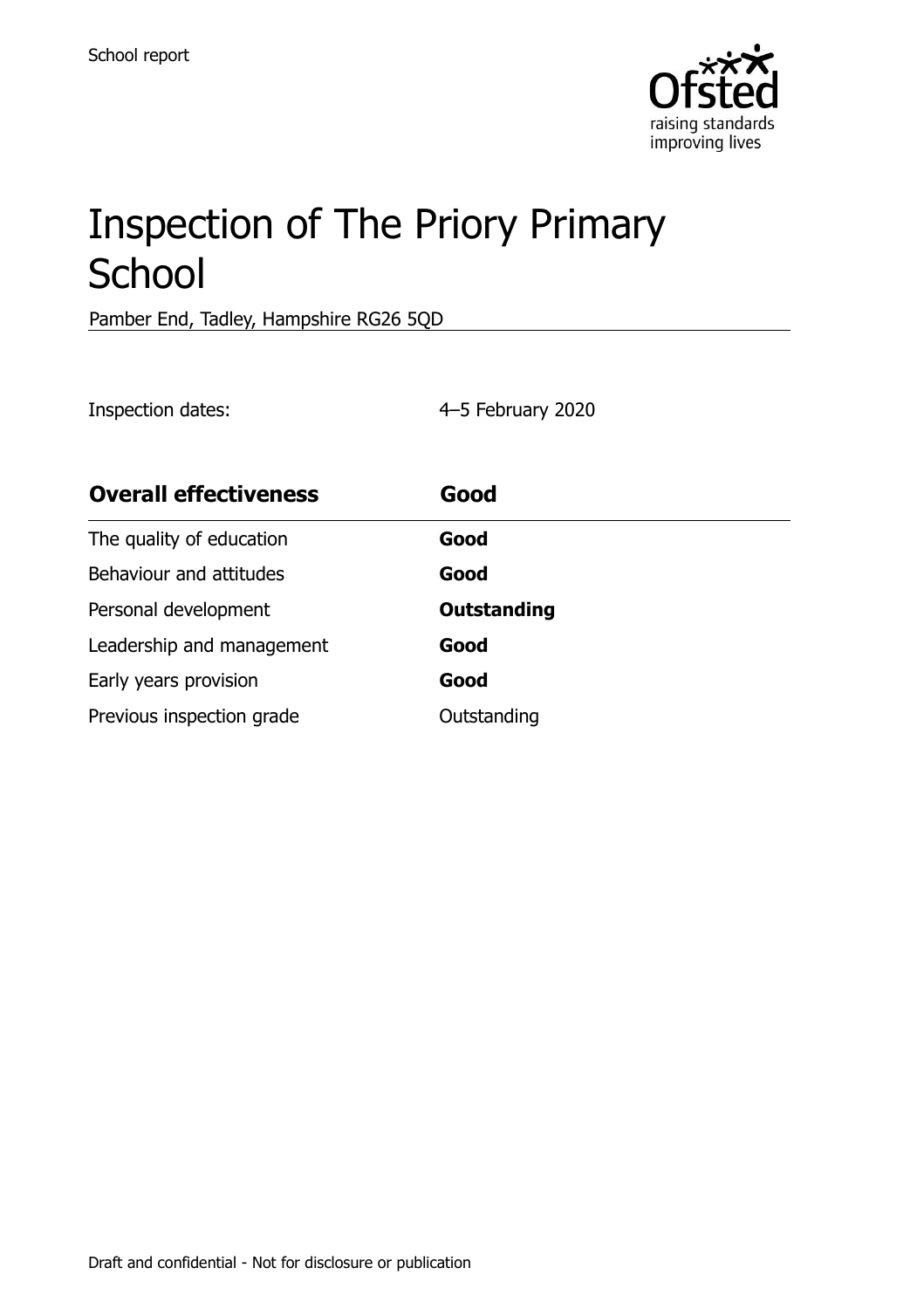School report

# Inspection of The Priory Primary School

Pamber End, Tadley, Hampshire RG26 5QD

Inspection dates: 4–5 February 2020

| **Overall effectiveness** | **Good** |
|---|---|
| The quality of education | **Good** |
| Behaviour and attitudes | **Good** |
| Personal development | **Outstanding** |
| Leadership and management | **Good** |
| Early years provision | **Good** |
| Previous inspection grade | Outstanding |

Draft and confidential - Not for disclosure or publication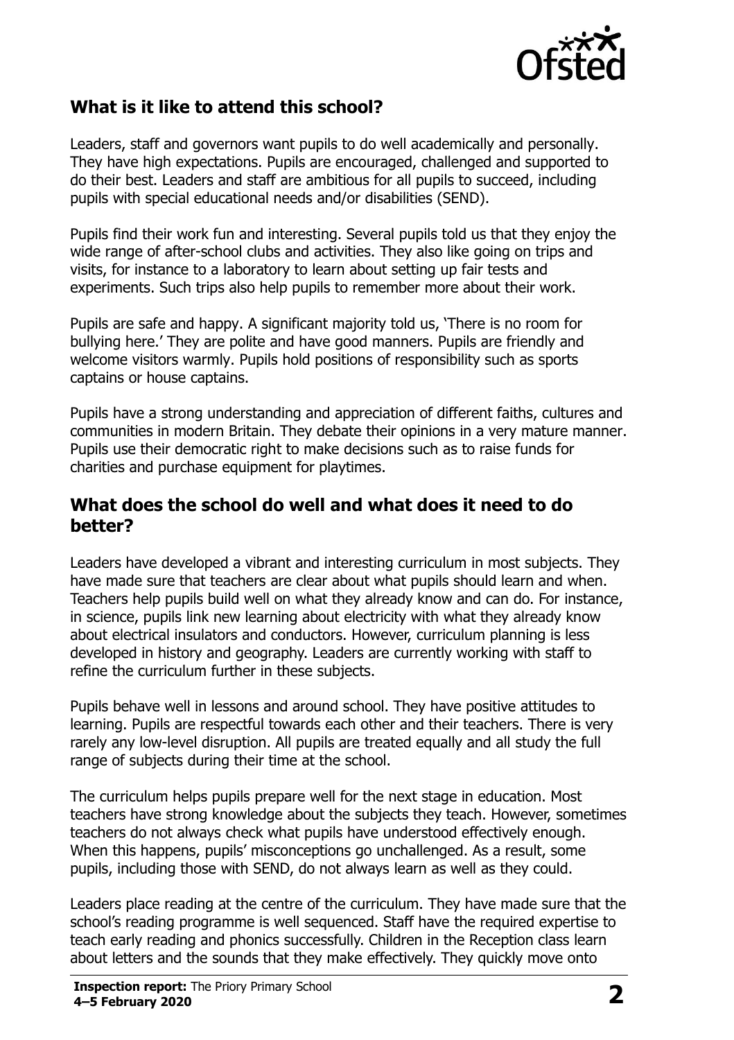## What is it like to attend this school?

Leaders, staff and governors want pupils to do well academically and personally. They have high expectations. Pupils are encouraged, challenged and supported to do their best. Leaders and staff are ambitious for all pupils to succeed, including pupils with special educational needs and/or disabilities (SEND).

Pupils find their work fun and interesting. Several pupils told us that they enjoy the wide range of after-school clubs and activities. They also like going on trips and visits, for instance to a laboratory to learn about setting up fair tests and experiments. Such trips also help pupils to remember more about their work.

Pupils are safe and happy. A significant majority told us, 'There is no room for bullying here.' They are polite and have good manners. Pupils are friendly and welcome visitors warmly. Pupils hold positions of responsibility such as sports captains or house captains.

Pupils have a strong understanding and appreciation of different faiths, cultures and communities in modern Britain. They debate their opinions in a very mature manner. Pupils use their democratic right to make decisions such as to raise funds for charities and purchase equipment for playtimes.

## What does the school do well and what does it need to do better?

Leaders have developed a vibrant and interesting curriculum in most subjects. They have made sure that teachers are clear about what pupils should learn and when. Teachers help pupils build well on what they already know and can do. For instance, in science, pupils link new learning about electricity with what they already know about electrical insulators and conductors. However, curriculum planning is less developed in history and geography. Leaders are currently working with staff to refine the curriculum further in these subjects.

Pupils behave well in lessons and around school. They have positive attitudes to learning. Pupils are respectful towards each other and their teachers. There is very rarely any low-level disruption. All pupils are treated equally and all study the full range of subjects during their time at the school.

The curriculum helps pupils prepare well for the next stage in education. Most teachers have strong knowledge about the subjects they teach. However, sometimes teachers do not always check what pupils have understood effectively enough. When this happens, pupils' misconceptions go unchallenged. As a result, some pupils, including those with SEND, do not always learn as well as they could.

Leaders place reading at the centre of the curriculum. They have made sure that the school's reading programme is well sequenced. Staff have the required expertise to teach early reading and phonics successfully. Children in the Reception class learn about letters and the sounds that they make effectively. They quickly move onto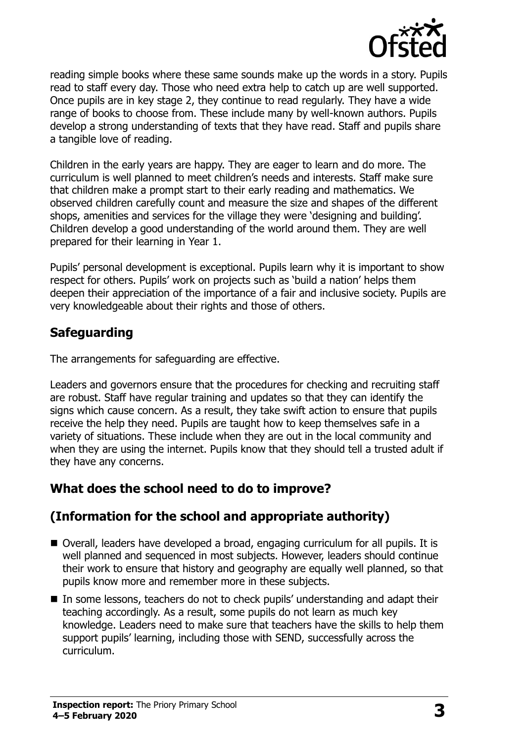reading simple books where these same sounds make up the words in a story. Pupils read to staff every day. Those who need extra help to catch up are well supported. Once pupils are in key stage 2, they continue to read regularly. They have a wide range of books to choose from. These include many by well-known authors. Pupils develop a strong understanding of texts that they have read. Staff and pupils share a tangible love of reading.

Children in the early years are happy. They are eager to learn and do more. The curriculum is well planned to meet children's needs and interests. Staff make sure that children make a prompt start to their early reading and mathematics. We observed children carefully count and measure the size and shapes of the different shops, amenities and services for the village they were 'designing and building'. Children develop a good understanding of the world around them. They are well prepared for their learning in Year 1.

Pupils' personal development is exceptional. Pupils learn why it is important to show respect for others. Pupils' work on projects such as 'build a nation' helps them deepen their appreciation of the importance of a fair and inclusive society. Pupils are very knowledgeable about their rights and those of others.

## Safeguarding

The arrangements for safeguarding are effective.

Leaders and governors ensure that the procedures for checking and recruiting staff are robust. Staff have regular training and updates so that they can identify the signs which cause concern. As a result, they take swift action to ensure that pupils receive the help they need. Pupils are taught how to keep themselves safe in a variety of situations. These include when they are out in the local community and when they are using the internet. Pupils know that they should tell a trusted adult if they have any concerns.

## What does the school need to do to improve?

## (Information for the school and appropriate authority)

- Overall, leaders have developed a broad, engaging curriculum for all pupils. It is well planned and sequenced in most subjects. However, leaders should continue their work to ensure that history and geography are equally well planned, so that pupils know more and remember more in these subjects.
- In some lessons, teachers do not to check pupils' understanding and adapt their teaching accordingly. As a result, some pupils do not learn as much key knowledge. Leaders need to make sure that teachers have the skills to help them support pupils' learning, including those with SEND, successfully across the curriculum.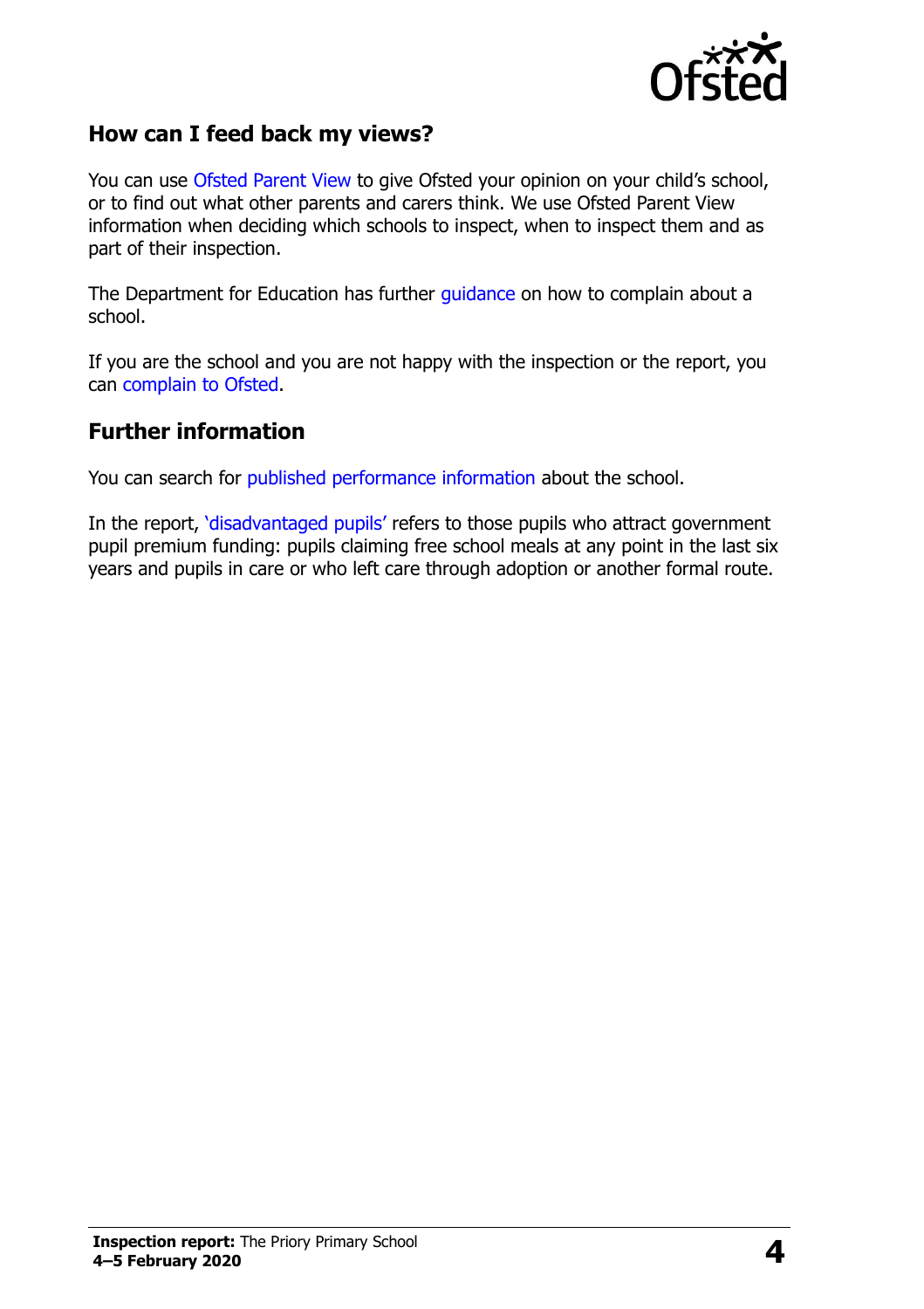## How can I feed back my views?

You can use Ofsted Parent View to give Ofsted your opinion on your child's school, or to find out what other parents and carers think. We use Ofsted Parent View information when deciding which schools to inspect, when to inspect them and as part of their inspection.

The Department for Education has further guidance on how to complain about a school.

If you are the school and you are not happy with the inspection or the report, you can complain to Ofsted.

## Further information

You can search for published performance information about the school.

In the report, 'disadvantaged pupils' refers to those pupils who attract government pupil premium funding: pupils claiming free school meals at any point in the last six years and pupils in care or who left care through adoption or another formal route.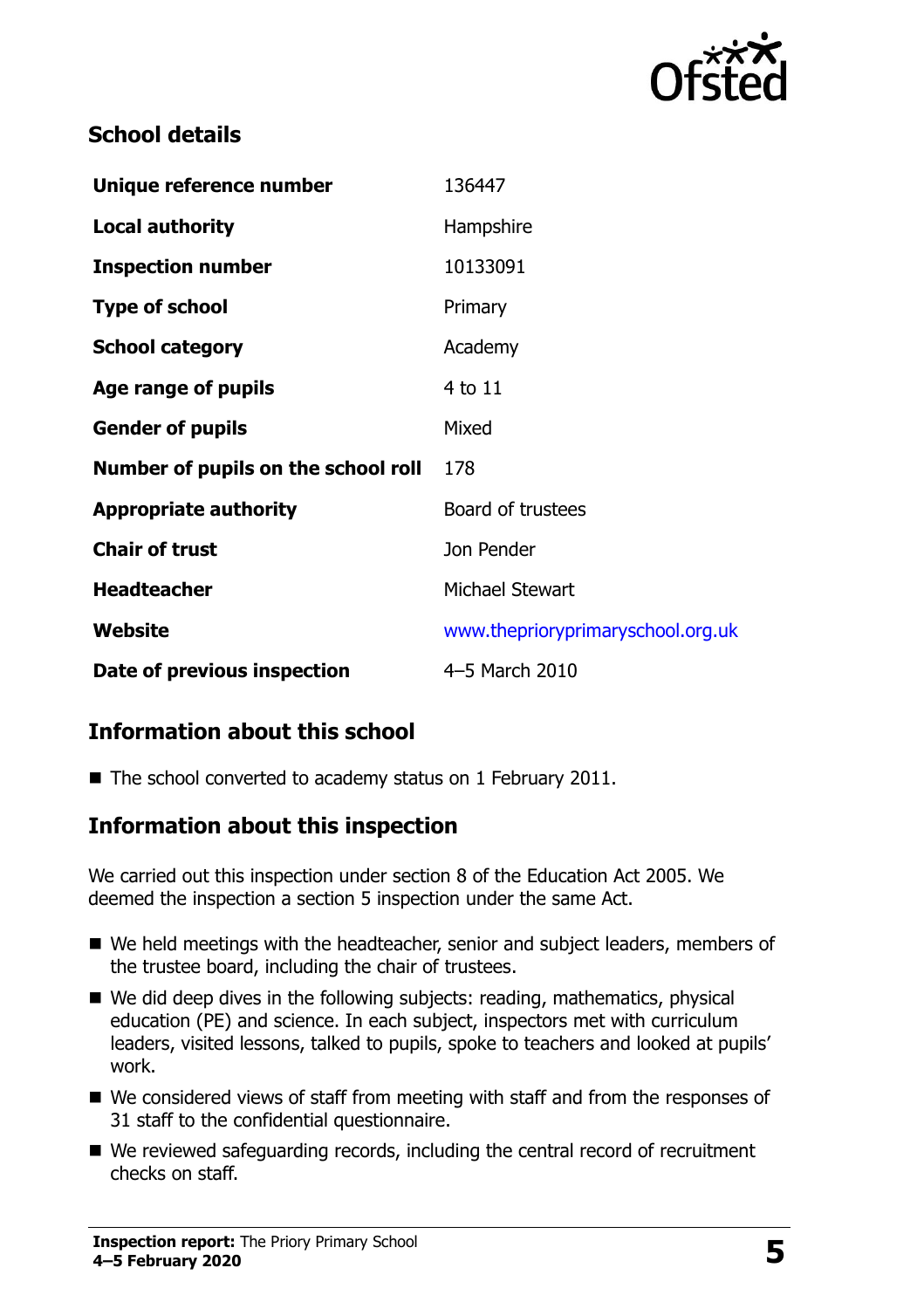## School details

| | |
|---|---|
| **Unique reference number** | 136447 |
| **Local authority** | Hampshire |
| **Inspection number** | 10133091 |
| **Type of school** | Primary |
| **School category** | Academy |
| **Age range of pupils** | 4 to 11 |
| **Gender of pupils** | Mixed |
| **Number of pupils on the school roll** | 178 |
| **Appropriate authority** | Board of trustees |
| **Chair of trust** | Jon Pender |
| **Headteacher** | Michael Stewart |
| **Website** | www.theprioryprimaryschool.org.uk |
| **Date of previous inspection** | 4–5 March 2010 |

## Information about this school

- The school converted to academy status on 1 February 2011.

## Information about this inspection

We carried out this inspection under section 8 of the Education Act 2005. We deemed the inspection a section 5 inspection under the same Act.

- We held meetings with the headteacher, senior and subject leaders, members of the trustee board, including the chair of trustees.
- We did deep dives in the following subjects: reading, mathematics, physical education (PE) and science. In each subject, inspectors met with curriculum leaders, visited lessons, talked to pupils, spoke to teachers and looked at pupils' work.
- We considered views of staff from meeting with staff and from the responses of 31 staff to the confidential questionnaire.
- We reviewed safeguarding records, including the central record of recruitment checks on staff.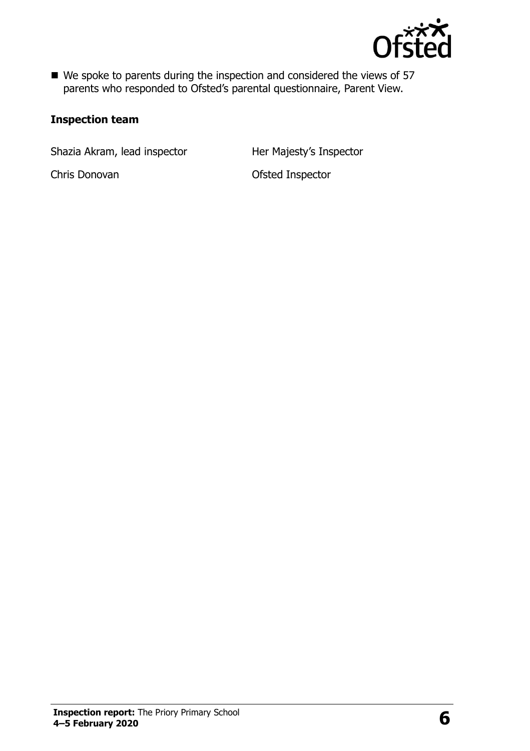- We spoke to parents during the inspection and considered the views of 57 parents who responded to Ofsted's parental questionnaire, Parent View.

### Inspection team

| | |
|---|---|
| Shazia Akram, lead inspector | Her Majesty's Inspector |
| Chris Donovan | Ofsted Inspector |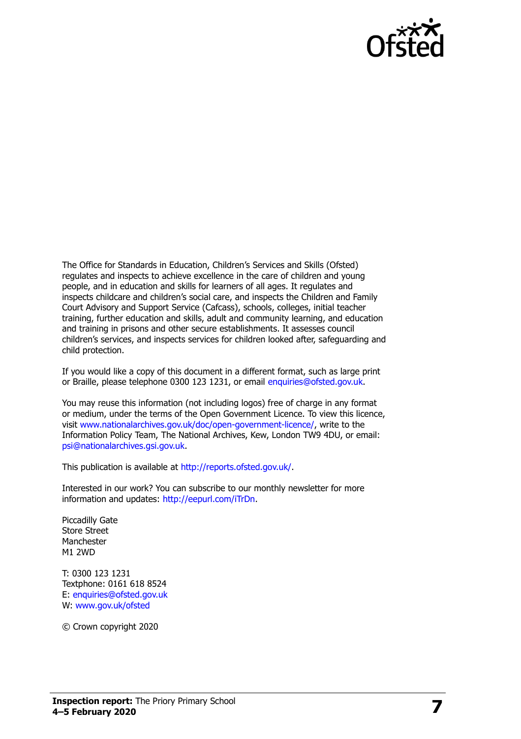The Office for Standards in Education, Children's Services and Skills (Ofsted) regulates and inspects to achieve excellence in the care of children and young people, and in education and skills for learners of all ages. It regulates and inspects childcare and children's social care, and inspects the Children and Family Court Advisory and Support Service (Cafcass), schools, colleges, initial teacher training, further education and skills, adult and community learning, and education and training in prisons and other secure establishments. It assesses council children's services, and inspects services for children looked after, safeguarding and child protection.

If you would like a copy of this document in a different format, such as large print or Braille, please telephone 0300 123 1231, or email enquiries@ofsted.gov.uk.

You may reuse this information (not including logos) free of charge in any format or medium, under the terms of the Open Government Licence. To view this licence, visit www.nationalarchives.gov.uk/doc/open-government-licence/, write to the Information Policy Team, The National Archives, Kew, London TW9 4DU, or email: psi@nationalarchives.gsi.gov.uk.

This publication is available at http://reports.ofsted.gov.uk/.

Interested in our work? You can subscribe to our monthly newsletter for more information and updates: http://eepurl.com/iTrDn.

Piccadilly Gate
Store Street
Manchester
M1 2WD

T: 0300 123 1231
Textphone: 0161 618 8524
E: enquiries@ofsted.gov.uk
W: www.gov.uk/ofsted

© Crown copyright 2020